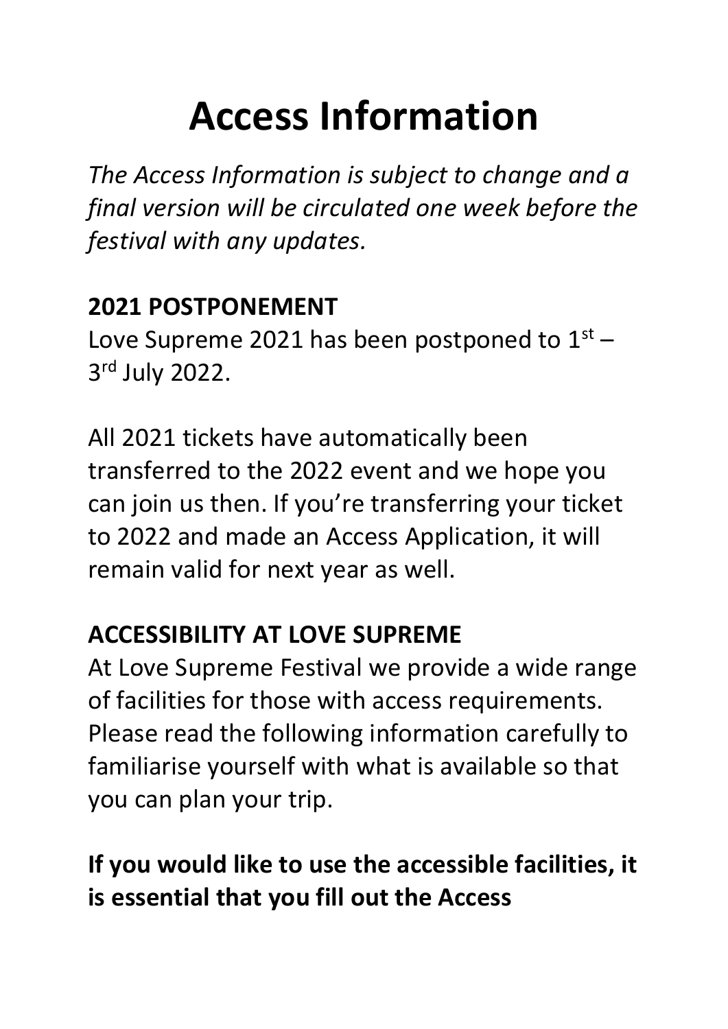# Access Information

*The Access Information is subject to change and a final version will be circulated one week before the festival with any updates.*

**2021 POSTPONEMENT**

Love Supreme 2021 has been postponed to 1st – 3rd July 2022.

All 2021 tickets have automatically been transferred to the 2022 event and we hope you can join us then. If you're transferring your ticket to 2022 and made an Access Application, it will remain valid for next year as well.

**ACCESSIBILITY AT LOVE SUPREME**

At Love Supreme Festival we provide a wide range of facilities for those with access requirements. Please read the following information carefully to familiarise yourself with what is available so that you can plan your trip.

**If you would like to use the accessible facilities, it is essential that you fill out the Access**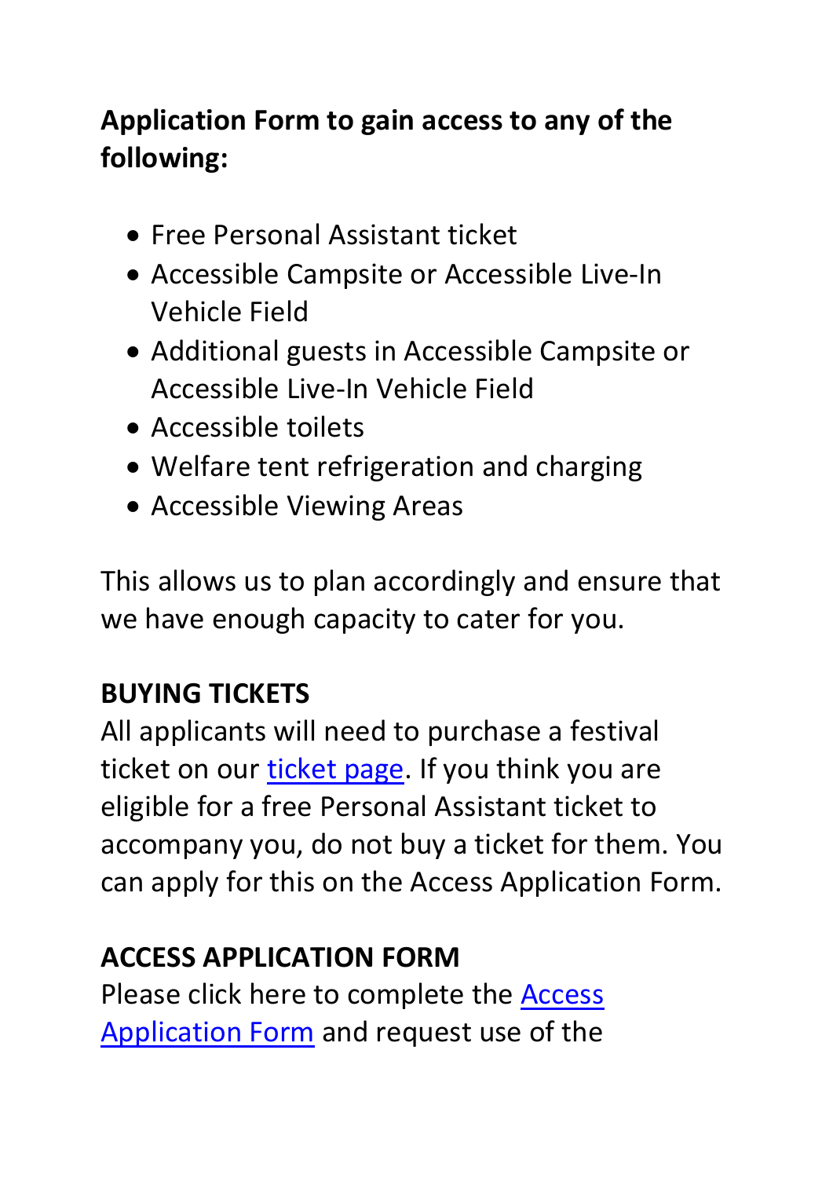**Application Form to gain access to any of the following:**

- Free Personal Assistant ticket
- Accessible Campsite or Accessible Live-In Vehicle Field
- Additional guests in Accessible Campsite or Accessible Live-In Vehicle Field
- Accessible toilets
- Welfare tent refrigeration and charging
- Accessible Viewing Areas

This allows us to plan accordingly and ensure that we have enough capacity to cater for you.

**BUYING TICKETS**

All applicants will need to purchase a festival ticket on our ticket page. If you think you are eligible for a free Personal Assistant ticket to accompany you, do not buy a ticket for them. You can apply for this on the Access Application Form.

**ACCESS APPLICATION FORM**

Please click here to complete the Access Application Form and request use of the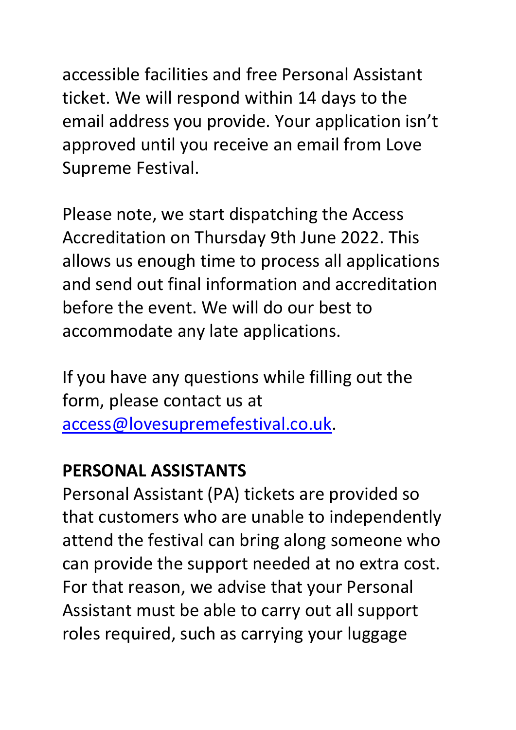accessible facilities and free Personal Assistant ticket. We will respond within 14 days to the email address you provide. Your application isn't approved until you receive an email from Love Supreme Festival.

Please note, we start dispatching the Access Accreditation on Thursday 9th June 2022. This allows us enough time to process all applications and send out final information and accreditation before the event. We will do our best to accommodate any late applications.

If you have any questions while filling out the form, please contact us at [access@lovesupremefestival.co.uk](mailto:access@lovesupremefestival.co.uk).

## PERSONAL ASSISTANTS

Personal Assistant (PA) tickets are provided so that customers who are unable to independently attend the festival can bring along someone who can provide the support needed at no extra cost. For that reason, we advise that your Personal Assistant must be able to carry out all support roles required, such as carrying your luggage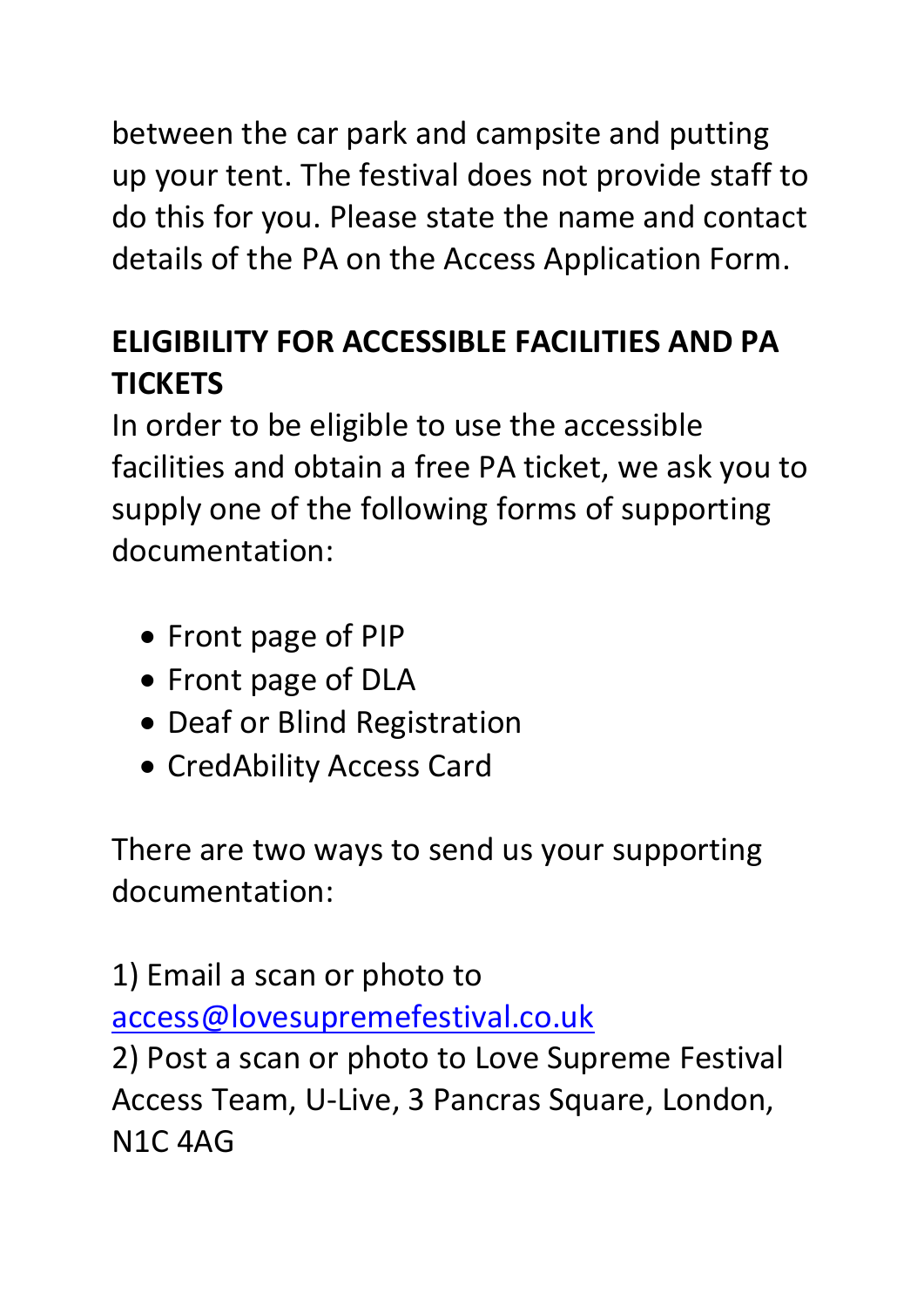between the car park and campsite and putting up your tent. The festival does not provide staff to do this for you. Please state the name and contact details of the PA on the Access Application Form.

## ELIGIBILITY FOR ACCESSIBLE FACILITIES AND PA TICKETS

In order to be eligible to use the accessible facilities and obtain a free PA ticket, we ask you to supply one of the following forms of supporting documentation:

- Front page of PIP
- Front page of DLA
- Deaf or Blind Registration
- CredAbility Access Card

There are two ways to send us your supporting documentation:

1) Email a scan or photo to [access@lovesupremefestival.co.uk](mailto:access@lovesupremefestival.co.uk)
2) Post a scan or photo to Love Supreme Festival Access Team, U-Live, 3 Pancras Square, London, N1C 4AG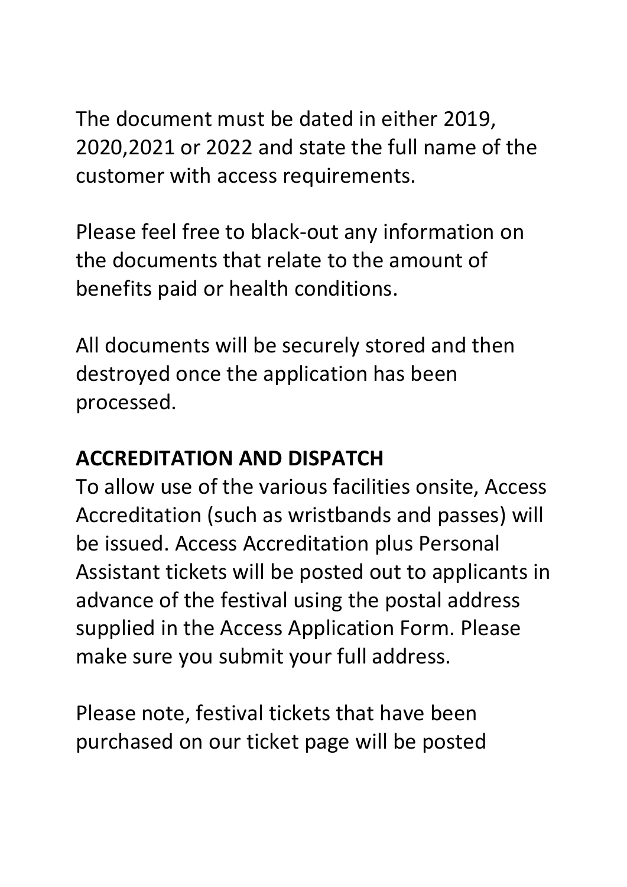The document must be dated in either 2019, 2020,2021 or 2022 and state the full name of the customer with access requirements.

Please feel free to black-out any information on the documents that relate to the amount of benefits paid or health conditions.

All documents will be securely stored and then destroyed once the application has been processed.

**ACCREDITATION AND DISPATCH**

To allow use of the various facilities onsite, Access Accreditation (such as wristbands and passes) will be issued. Access Accreditation plus Personal Assistant tickets will be posted out to applicants in advance of the festival using the postal address supplied in the Access Application Form. Please make sure you submit your full address.

Please note, festival tickets that have been purchased on our ticket page will be posted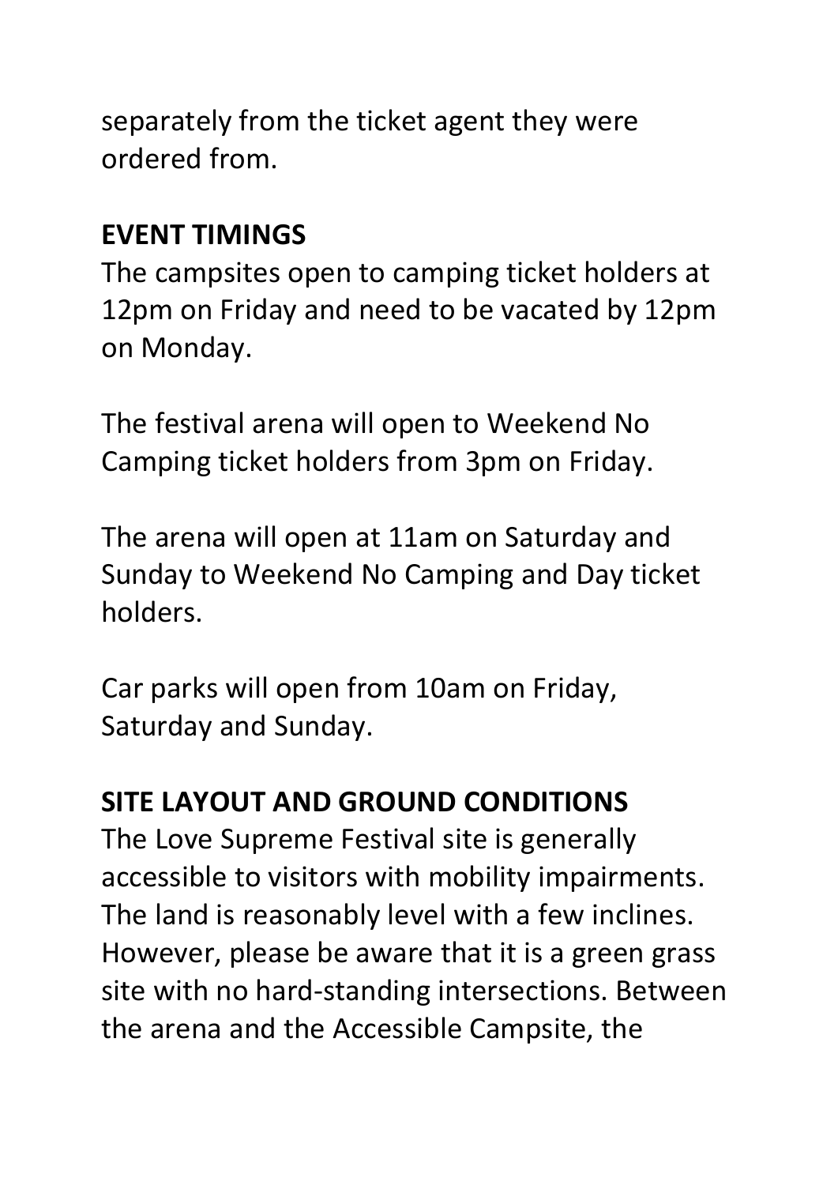separately from the ticket agent they were ordered from.

**EVENT TIMINGS**

The campsites open to camping ticket holders at 12pm on Friday and need to be vacated by 12pm on Monday.

The festival arena will open to Weekend No Camping ticket holders from 3pm on Friday.

The arena will open at 11am on Saturday and Sunday to Weekend No Camping and Day ticket holders.

Car parks will open from 10am on Friday, Saturday and Sunday.

**SITE LAYOUT AND GROUND CONDITIONS**

The Love Supreme Festival site is generally accessible to visitors with mobility impairments. The land is reasonably level with a few inclines. However, please be aware that it is a green grass site with no hard-standing intersections. Between the arena and the Accessible Campsite, the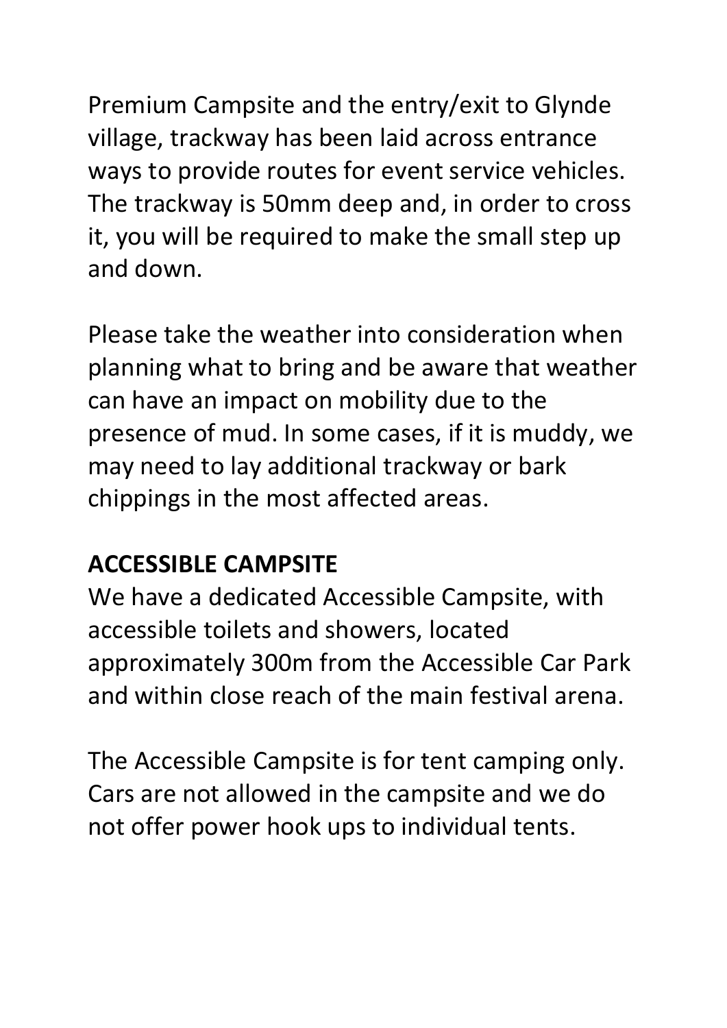Premium Campsite and the entry/exit to Glynde village, trackway has been laid across entrance ways to provide routes for event service vehicles. The trackway is 50mm deep and, in order to cross it, you will be required to make the small step up and down.

Please take the weather into consideration when planning what to bring and be aware that weather can have an impact on mobility due to the presence of mud. In some cases, if it is muddy, we may need to lay additional trackway or bark chippings in the most affected areas.

## ACCESSIBLE CAMPSITE

We have a dedicated Accessible Campsite, with accessible toilets and showers, located approximately 300m from the Accessible Car Park and within close reach of the main festival arena.

The Accessible Campsite is for tent camping only. Cars are not allowed in the campsite and we do not offer power hook ups to individual tents.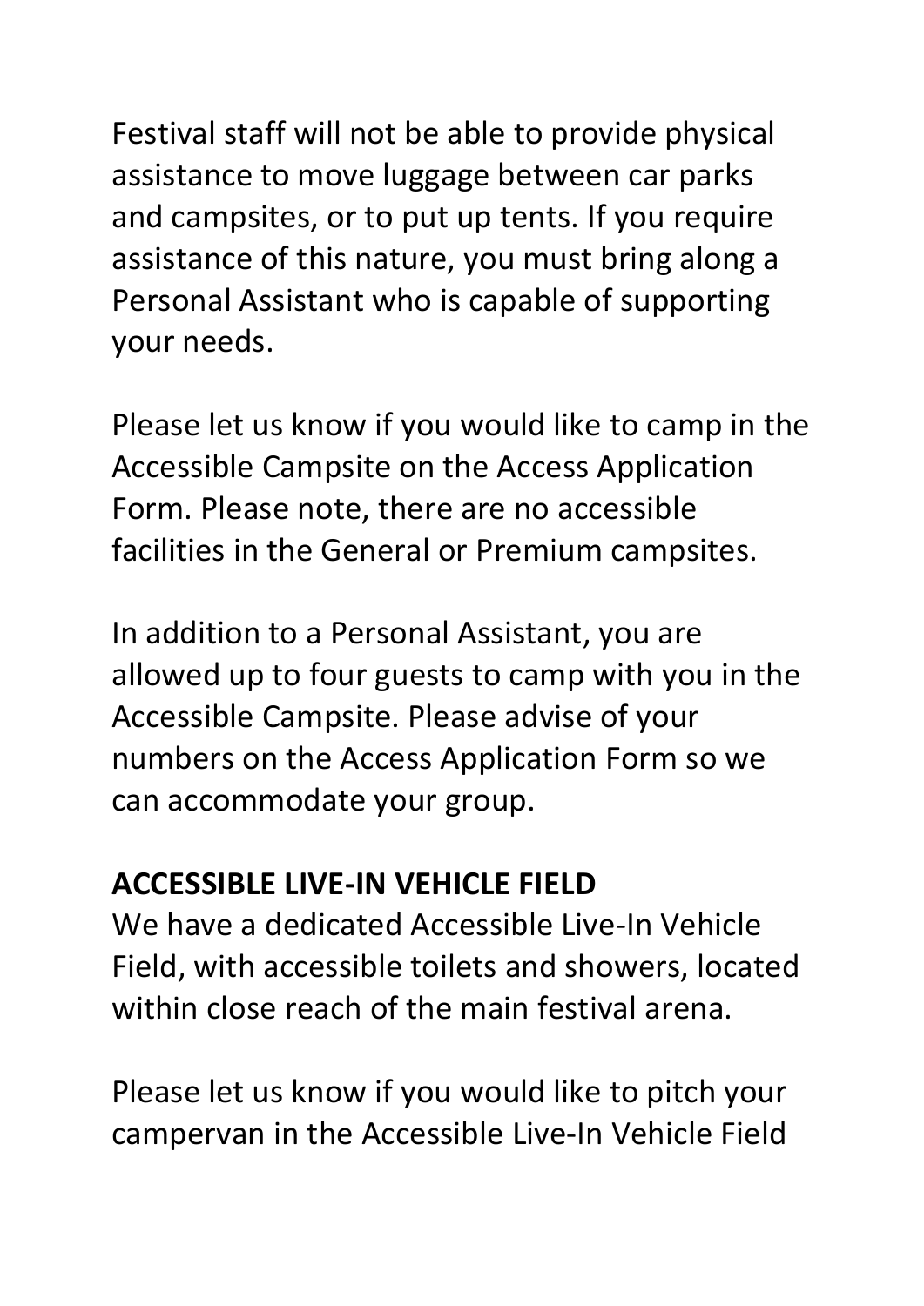Festival staff will not be able to provide physical assistance to move luggage between car parks and campsites, or to put up tents. If you require assistance of this nature, you must bring along a Personal Assistant who is capable of supporting your needs.

Please let us know if you would like to camp in the Accessible Campsite on the Access Application Form. Please note, there are no accessible facilities in the General or Premium campsites.

In addition to a Personal Assistant, you are allowed up to four guests to camp with you in the Accessible Campsite. Please advise of your numbers on the Access Application Form so we can accommodate your group.

**ACCESSIBLE LIVE-IN VEHICLE FIELD**

We have a dedicated Accessible Live-In Vehicle Field, with accessible toilets and showers, located within close reach of the main festival arena.

Please let us know if you would like to pitch your campervan in the Accessible Live-In Vehicle Field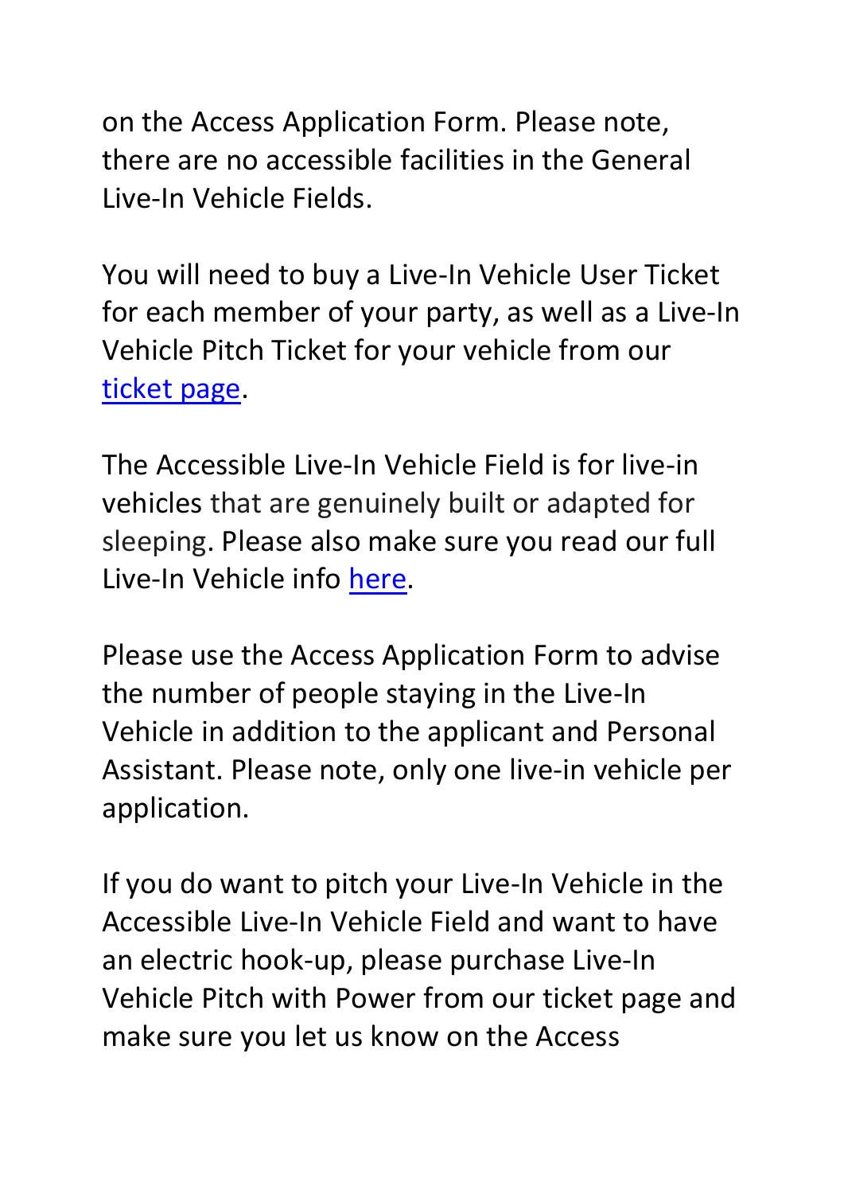on the Access Application Form. Please note, there are no accessible facilities in the General Live-In Vehicle Fields.

You will need to buy a Live-In Vehicle User Ticket for each member of your party, as well as a Live-In Vehicle Pitch Ticket for your vehicle from our ticket page.

The Accessible Live-In Vehicle Field is for live-in vehicles that are genuinely built or adapted for sleeping. Please also make sure you read our full Live-In Vehicle info here.

Please use the Access Application Form to advise the number of people staying in the Live-In Vehicle in addition to the applicant and Personal Assistant. Please note, only one live-in vehicle per application.

If you do want to pitch your Live-In Vehicle in the Accessible Live-In Vehicle Field and want to have an electric hook-up, please purchase Live-In Vehicle Pitch with Power from our ticket page and make sure you let us know on the Access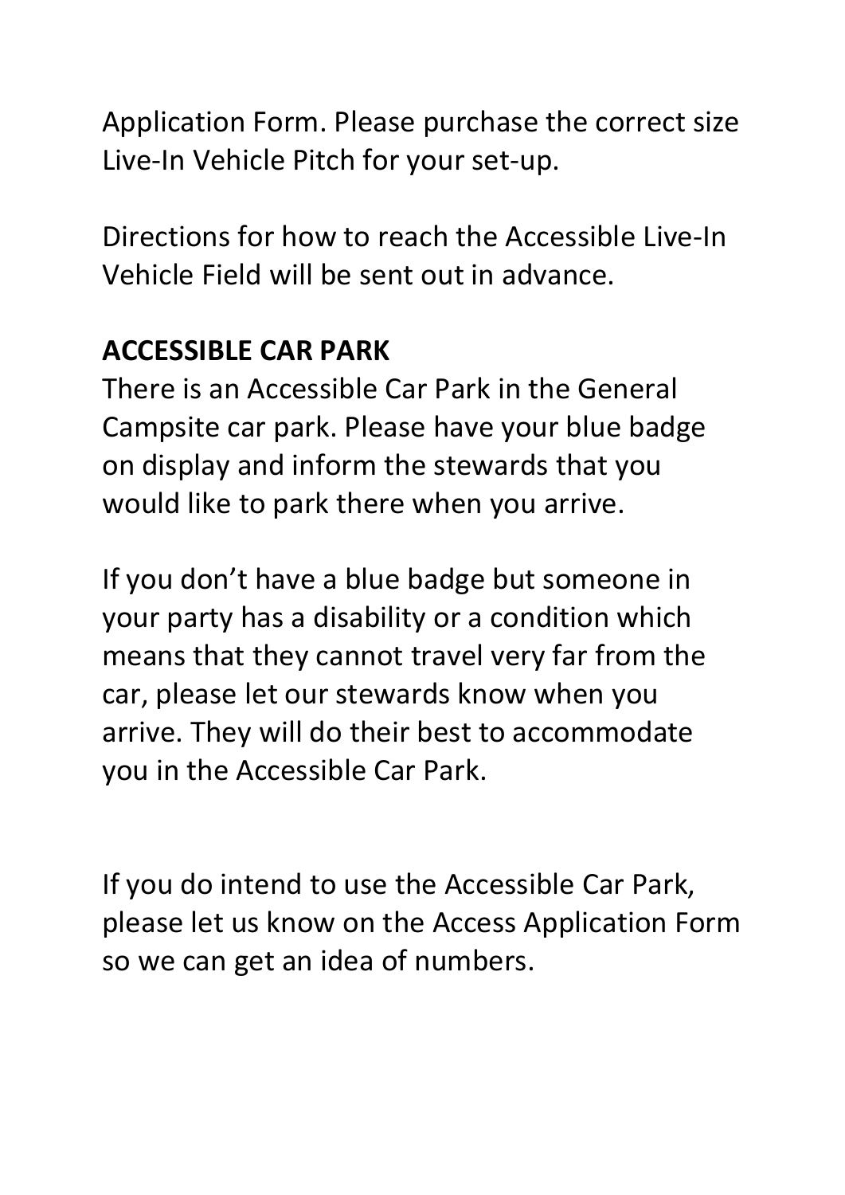Application Form. Please purchase the correct size Live-In Vehicle Pitch for your set-up.

Directions for how to reach the Accessible Live-In Vehicle Field will be sent out in advance.

**ACCESSIBLE CAR PARK**

There is an Accessible Car Park in the General Campsite car park. Please have your blue badge on display and inform the stewards that you would like to park there when you arrive.

If you don't have a blue badge but someone in your party has a disability or a condition which means that they cannot travel very far from the car, please let our stewards know when you arrive. They will do their best to accommodate you in the Accessible Car Park.

If you do intend to use the Accessible Car Park, please let us know on the Access Application Form so we can get an idea of numbers.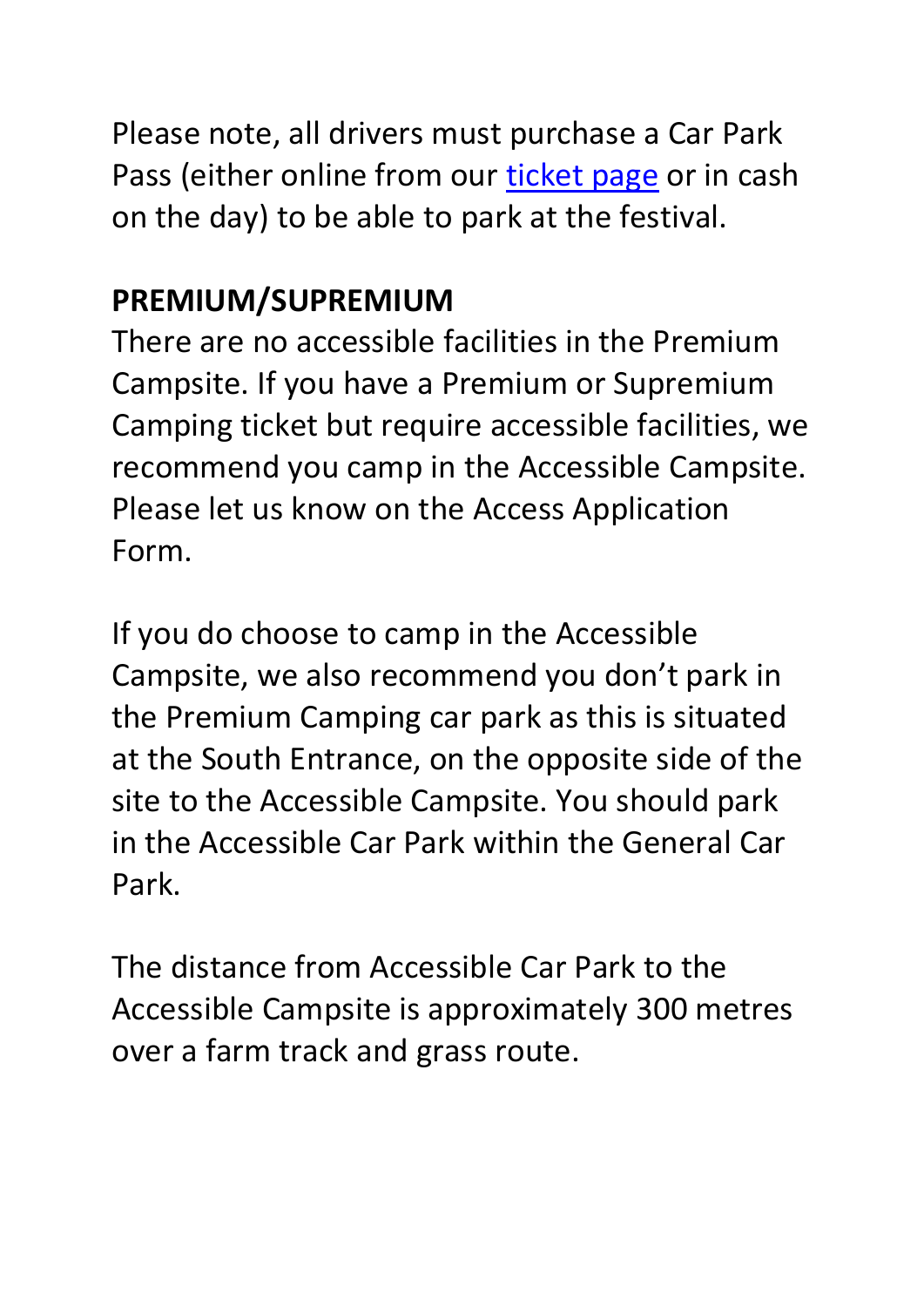Please note, all drivers must purchase a Car Park Pass (either online from our [ticket page] or in cash on the day) to be able to park at the festival.

**PREMIUM/SUPREMIUM**

There are no accessible facilities in the Premium Campsite. If you have a Premium or Supremium Camping ticket but require accessible facilities, we recommend you camp in the Accessible Campsite. Please let us know on the Access Application Form.

If you do choose to camp in the Accessible Campsite, we also recommend you don't park in the Premium Camping car park as this is situated at the South Entrance, on the opposite side of the site to the Accessible Campsite. You should park in the Accessible Car Park within the General Car Park.

The distance from Accessible Car Park to the Accessible Campsite is approximately 300 metres over a farm track and grass route.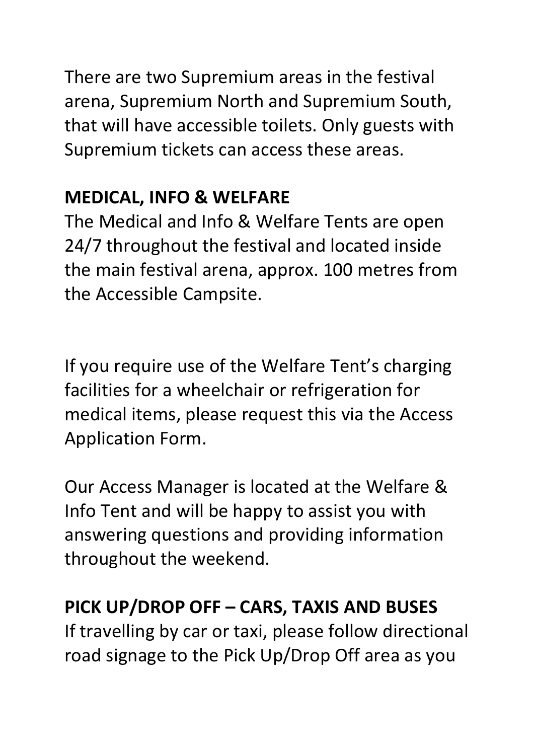There are two Supremium areas in the festival arena, Supremium North and Supremium South, that will have accessible toilets. Only guests with Supremium tickets can access these areas.

## MEDICAL, INFO & WELFARE

The Medical and Info & Welfare Tents are open 24/7 throughout the festival and located inside the main festival arena, approx. 100 metres from the Accessible Campsite.

If you require use of the Welfare Tent's charging facilities for a wheelchair or refrigeration for medical items, please request this via the Access Application Form.

Our Access Manager is located at the Welfare & Info Tent and will be happy to assist you with answering questions and providing information throughout the weekend.

## PICK UP/DROP OFF – CARS, TAXIS AND BUSES

If travelling by car or taxi, please follow directional road signage to the Pick Up/Drop Off area as you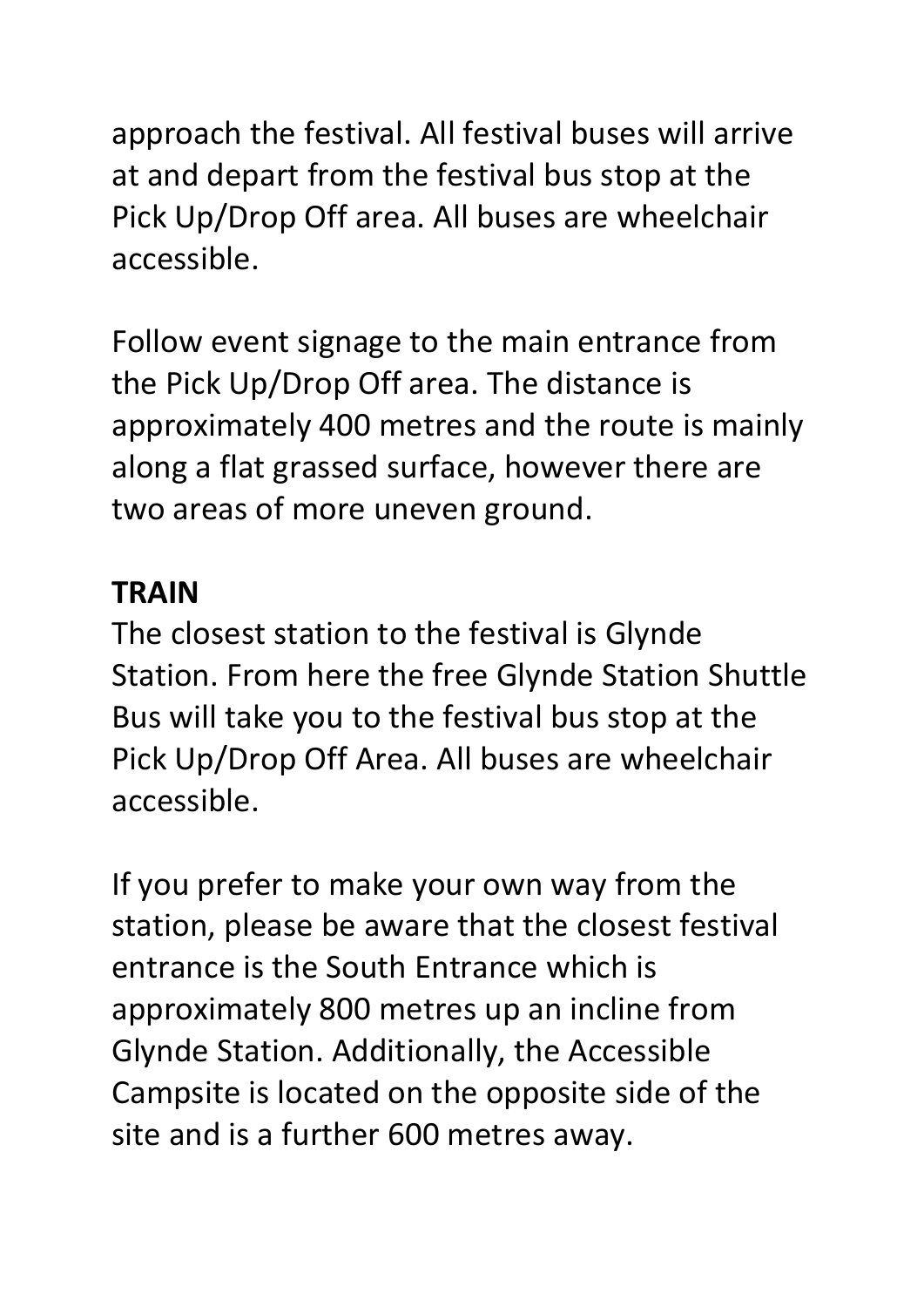approach the festival. All festival buses will arrive at and depart from the festival bus stop at the Pick Up/Drop Off area. All buses are wheelchair accessible.

Follow event signage to the main entrance from the Pick Up/Drop Off area. The distance is approximately 400 metres and the route is mainly along a flat grassed surface, however there are two areas of more uneven ground.

**TRAIN**

The closest station to the festival is Glynde Station. From here the free Glynde Station Shuttle Bus will take you to the festival bus stop at the Pick Up/Drop Off Area. All buses are wheelchair accessible.

If you prefer to make your own way from the station, please be aware that the closest festival entrance is the South Entrance which is approximately 800 metres up an incline from Glynde Station. Additionally, the Accessible Campsite is located on the opposite side of the site and is a further 600 metres away.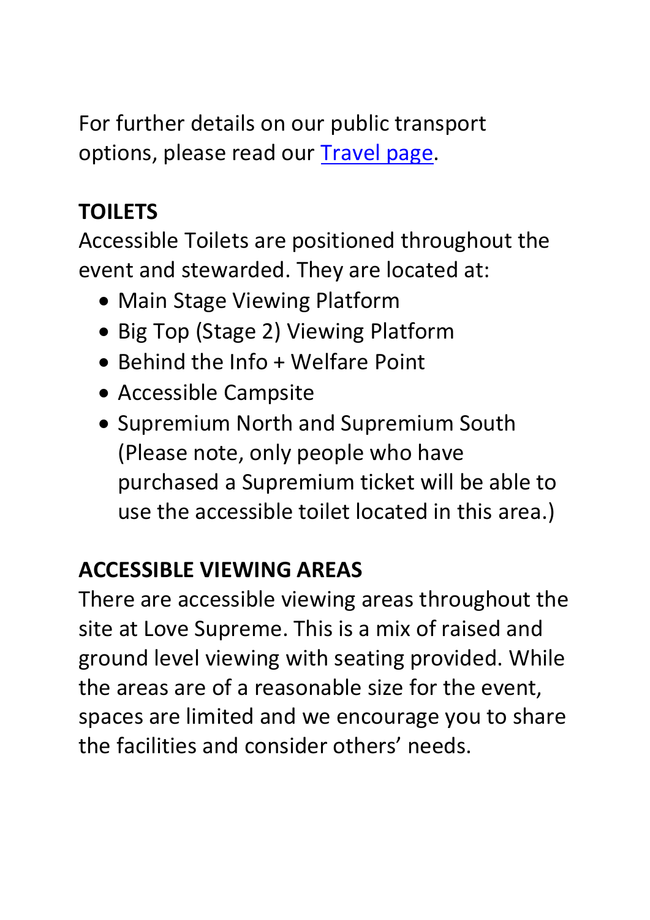For further details on our public transport options, please read our [Travel page].

**TOILETS**

Accessible Toilets are positioned throughout the event and stewarded. They are located at:

- Main Stage Viewing Platform
- Big Top (Stage 2) Viewing Platform
- Behind the Info + Welfare Point
- Accessible Campsite
- Supremium North and Supremium South (Please note, only people who have purchased a Supremium ticket will be able to use the accessible toilet located in this area.)

**ACCESSIBLE VIEWING AREAS**

There are accessible viewing areas throughout the site at Love Supreme. This is a mix of raised and ground level viewing with seating provided. While the areas are of a reasonable size for the event, spaces are limited and we encourage you to share the facilities and consider others' needs.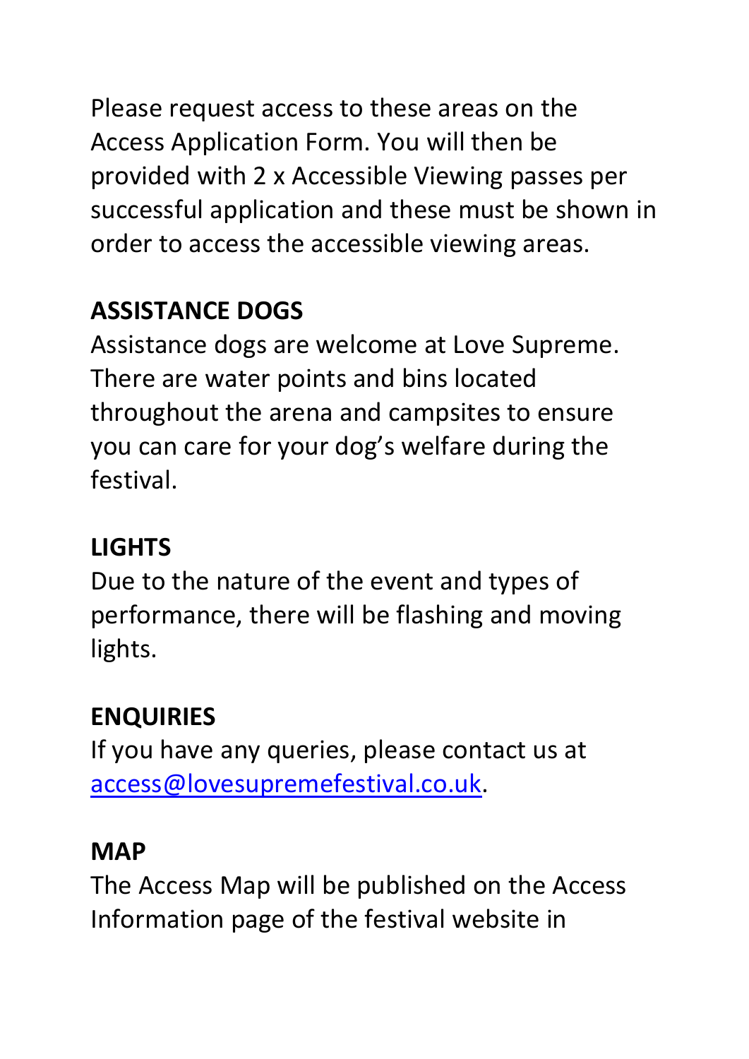Please request access to these areas on the Access Application Form. You will then be provided with 2 x Accessible Viewing passes per successful application and these must be shown in order to access the accessible viewing areas.

## ASSISTANCE DOGS

Assistance dogs are welcome at Love Supreme. There are water points and bins located throughout the arena and campsites to ensure you can care for your dog's welfare during the festival.

## LIGHTS

Due to the nature of the event and types of performance, there will be flashing and moving lights.

## ENQUIRIES

If you have any queries, please contact us at [access@lovesupremefestival.co.uk](mailto:access@lovesupremefestival.co.uk).

## MAP

The Access Map will be published on the Access Information page of the festival website in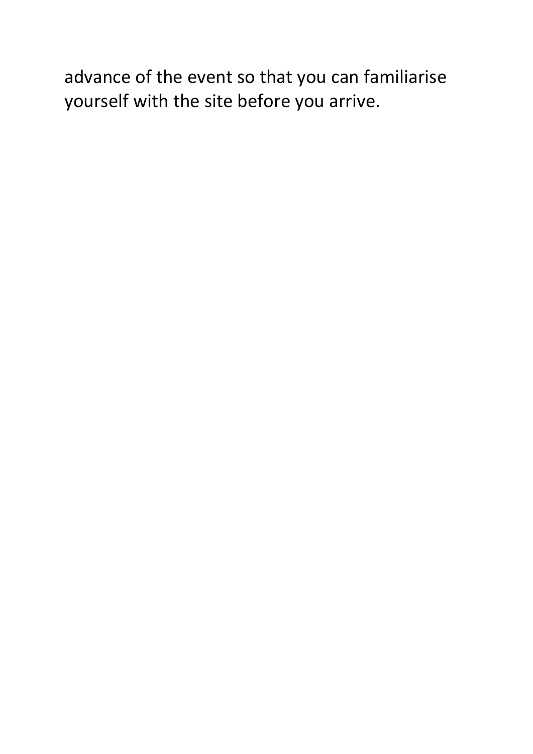advance of the event so that you can familiarise yourself with the site before you arrive.